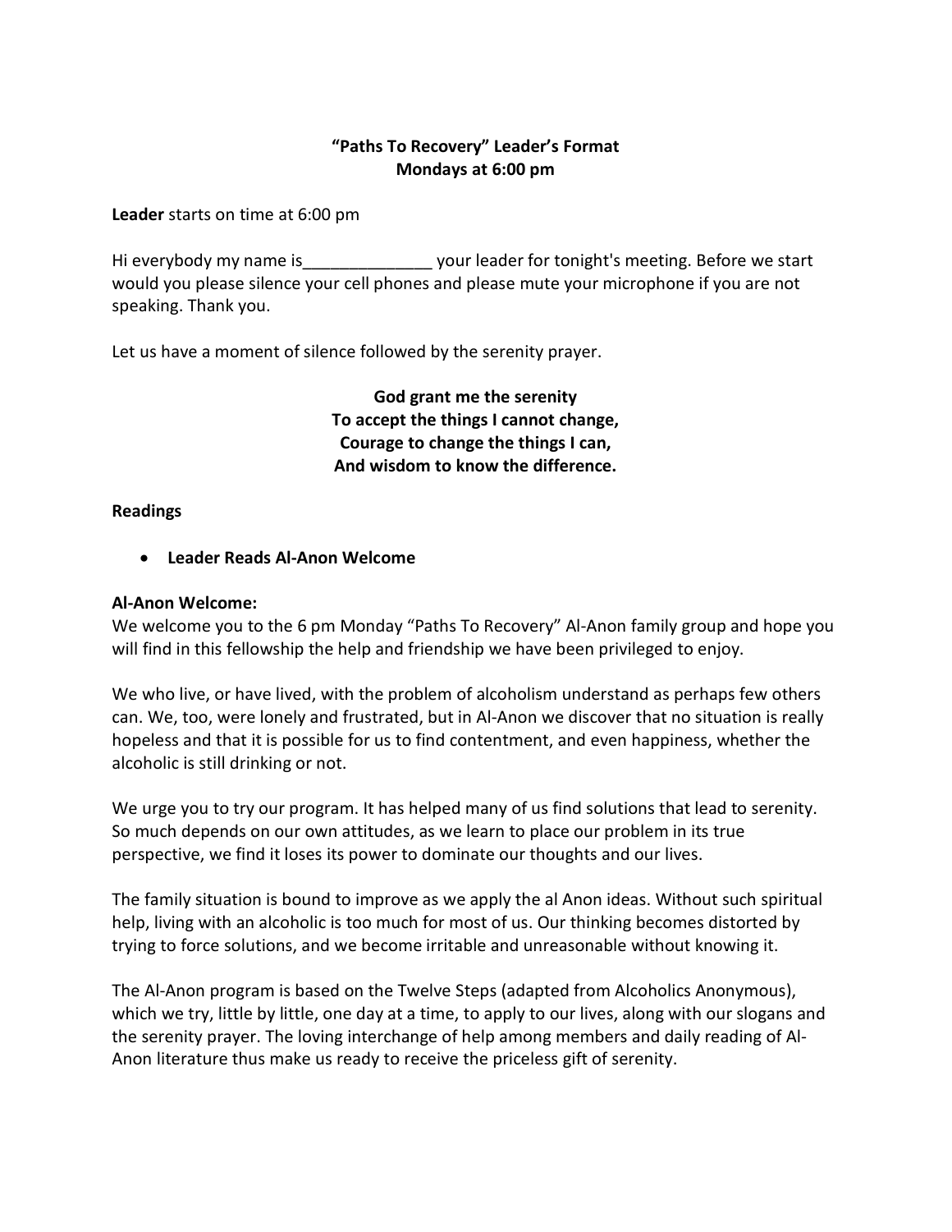**"Paths To Recovery" Leader's Format**
**Mondays at 6:00 pm**

**Leader** starts on time at 6:00 pm

Hi everybody my name is______________ your leader for tonight's meeting. Before we start would you please silence your cell phones and please mute your microphone if you are not speaking. Thank you.

Let us have a moment of silence followed by the serenity prayer.

**God grant me the serenity**
**To accept the things I cannot change,**
**Courage to change the things I can,**
**And wisdom to know the difference.**

**Readings**

- **Leader Reads Al-Anon Welcome**

**Al-Anon Welcome:**
We welcome you to the 6 pm Monday "Paths To Recovery" Al-Anon family group and hope you will find in this fellowship the help and friendship we have been privileged to enjoy.

We who live, or have lived, with the problem of alcoholism understand as perhaps few others can. We, too, were lonely and frustrated, but in Al-Anon we discover that no situation is really hopeless and that it is possible for us to find contentment, and even happiness, whether the alcoholic is still drinking or not.

We urge you to try our program. It has helped many of us find solutions that lead to serenity. So much depends on our own attitudes, as we learn to place our problem in its true perspective, we find it loses its power to dominate our thoughts and our lives.

The family situation is bound to improve as we apply the al Anon ideas. Without such spiritual help, living with an alcoholic is too much for most of us. Our thinking becomes distorted by trying to force solutions, and we become irritable and unreasonable without knowing it.

The Al-Anon program is based on the Twelve Steps (adapted from Alcoholics Anonymous), which we try, little by little, one day at a time, to apply to our lives, along with our slogans and the serenity prayer. The loving interchange of help among members and daily reading of Al-Anon literature thus make us ready to receive the priceless gift of serenity.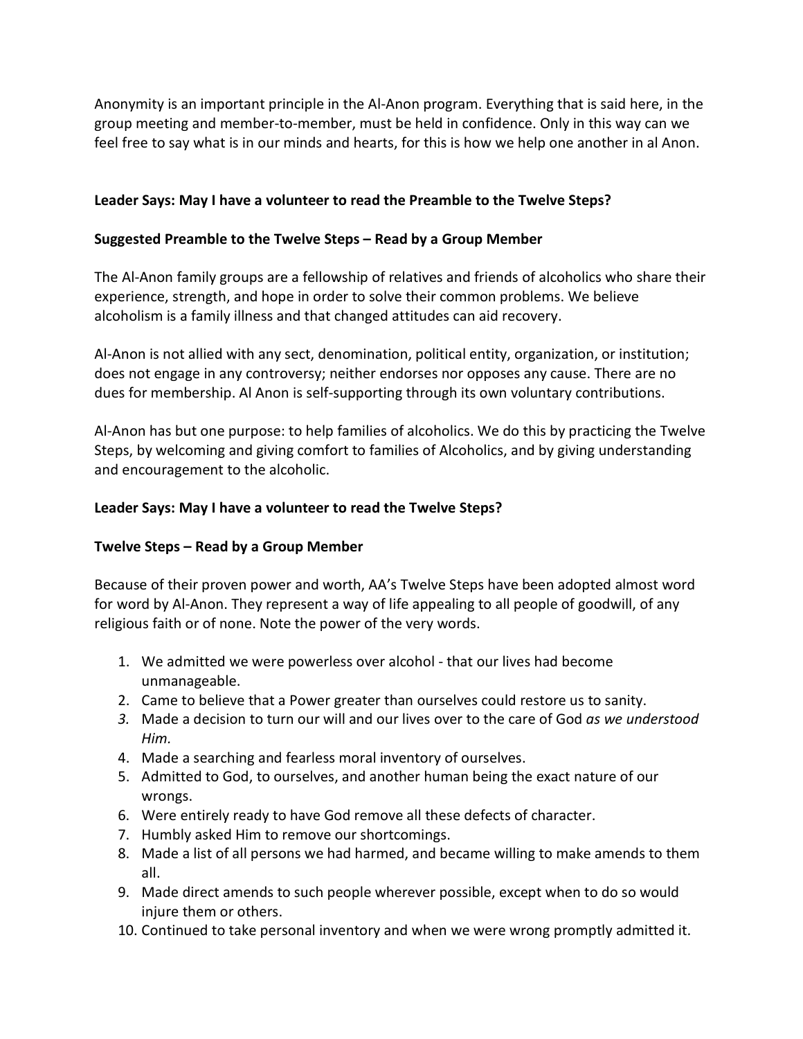Anonymity is an important principle in the Al-Anon program. Everything that is said here, in the group meeting and member-to-member, must be held in confidence. Only in this way can we feel free to say what is in our minds and hearts, for this is how we help one another in al Anon.

**Leader Says: May I have a volunteer to read the Preamble to the Twelve Steps?**

**Suggested Preamble to the Twelve Steps – Read by a Group Member**

The Al-Anon family groups are a fellowship of relatives and friends of alcoholics who share their experience, strength, and hope in order to solve their common problems. We believe alcoholism is a family illness and that changed attitudes can aid recovery.

Al-Anon is not allied with any sect, denomination, political entity, organization, or institution; does not engage in any controversy; neither endorses nor opposes any cause. There are no dues for membership. Al Anon is self-supporting through its own voluntary contributions.

Al-Anon has but one purpose: to help families of alcoholics. We do this by practicing the Twelve Steps, by welcoming and giving comfort to families of Alcoholics, and by giving understanding and encouragement to the alcoholic.

**Leader Says: May I have a volunteer to read the Twelve Steps?**

**Twelve Steps – Read by a Group Member**

Because of their proven power and worth, AA's Twelve Steps have been adopted almost word for word by Al-Anon. They represent a way of life appealing to all people of goodwill, of any religious faith or of none. Note the power of the very words.

1. We admitted we were powerless over alcohol - that our lives had become unmanageable.
2. Came to believe that a Power greater than ourselves could restore us to sanity.
3. Made a decision to turn our will and our lives over to the care of God *as we understood Him.*
4. Made a searching and fearless moral inventory of ourselves.
5. Admitted to God, to ourselves, and another human being the exact nature of our wrongs.
6. Were entirely ready to have God remove all these defects of character.
7. Humbly asked Him to remove our shortcomings.
8. Made a list of all persons we had harmed, and became willing to make amends to them all.
9. Made direct amends to such people wherever possible, except when to do so would injure them or others.
10. Continued to take personal inventory and when we were wrong promptly admitted it.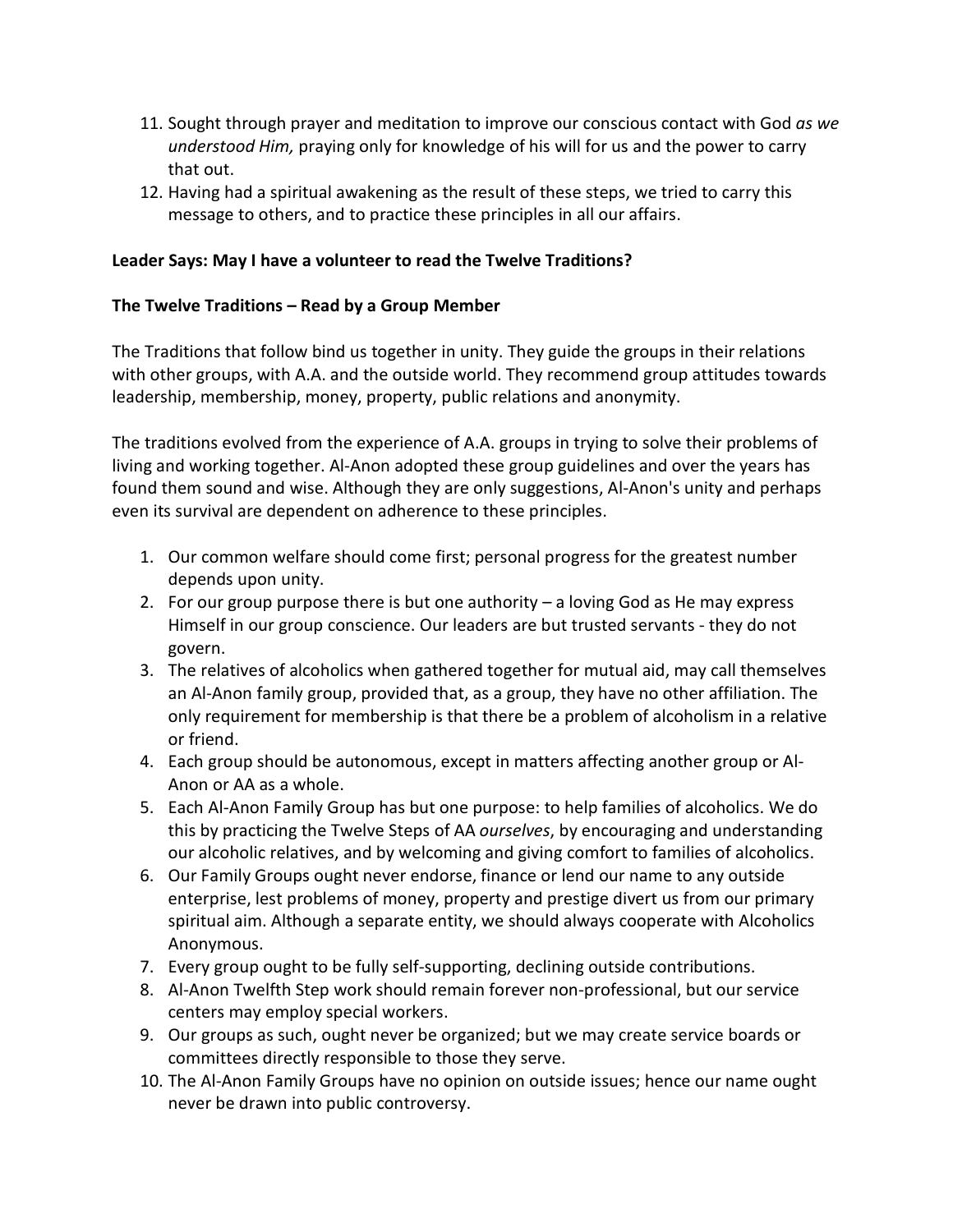11. Sought through prayer and meditation to improve our conscious contact with God *as we understood Him,* praying only for knowledge of his will for us and the power to carry that out.
12. Having had a spiritual awakening as the result of these steps, we tried to carry this message to others, and to practice these principles in all our affairs.

**Leader Says: May I have a volunteer to read the Twelve Traditions?**

**The Twelve Traditions – Read by a Group Member**

The Traditions that follow bind us together in unity. They guide the groups in their relations with other groups, with A.A. and the outside world. They recommend group attitudes towards leadership, membership, money, property, public relations and anonymity.

The traditions evolved from the experience of A.A. groups in trying to solve their problems of living and working together. Al-Anon adopted these group guidelines and over the years has found them sound and wise. Although they are only suggestions, Al-Anon's unity and perhaps even its survival are dependent on adherence to these principles.

1. Our common welfare should come first; personal progress for the greatest number depends upon unity.
2. For our group purpose there is but one authority – a loving God as He may express Himself in our group conscience. Our leaders are but trusted servants - they do not govern.
3. The relatives of alcoholics when gathered together for mutual aid, may call themselves an Al-Anon family group, provided that, as a group, they have no other affiliation. The only requirement for membership is that there be a problem of alcoholism in a relative or friend.
4. Each group should be autonomous, except in matters affecting another group or Al-Anon or AA as a whole.
5. Each Al-Anon Family Group has but one purpose: to help families of alcoholics. We do this by practicing the Twelve Steps of AA *ourselves*, by encouraging and understanding our alcoholic relatives, and by welcoming and giving comfort to families of alcoholics.
6. Our Family Groups ought never endorse, finance or lend our name to any outside enterprise, lest problems of money, property and prestige divert us from our primary spiritual aim. Although a separate entity, we should always cooperate with Alcoholics Anonymous.
7. Every group ought to be fully self-supporting, declining outside contributions.
8. Al-Anon Twelfth Step work should remain forever non-professional, but our service centers may employ special workers.
9. Our groups as such, ought never be organized; but we may create service boards or committees directly responsible to those they serve.
10. The Al-Anon Family Groups have no opinion on outside issues; hence our name ought never be drawn into public controversy.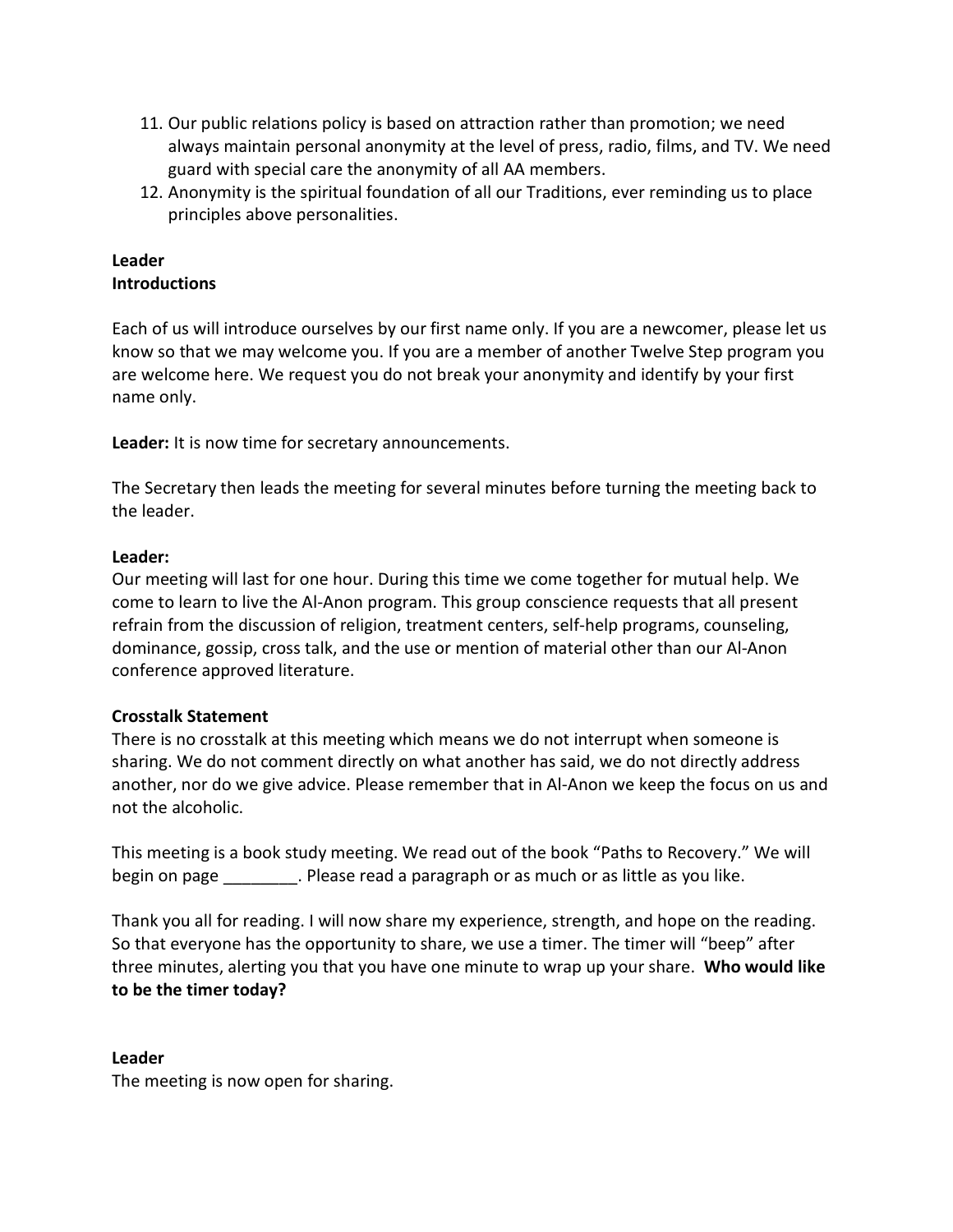11. Our public relations policy is based on attraction rather than promotion; we need always maintain personal anonymity at the level of press, radio, films, and TV. We need guard with special care the anonymity of all AA members.
12. Anonymity is the spiritual foundation of all our Traditions, ever reminding us to place principles above personalities.

**Leader**
**Introductions**

Each of us will introduce ourselves by our first name only. If you are a newcomer, please let us know so that we may welcome you. If you are a member of another Twelve Step program you are welcome here. We request you do not break your anonymity and identify by your first name only.

**Leader:** It is now time for secretary announcements.

The Secretary then leads the meeting for several minutes before turning the meeting back to the leader.

**Leader:**
Our meeting will last for one hour. During this time we come together for mutual help. We come to learn to live the Al-Anon program. This group conscience requests that all present refrain from the discussion of religion, treatment centers, self-help programs, counseling, dominance, gossip, cross talk, and the use or mention of material other than our Al-Anon conference approved literature.

**Crosstalk Statement**
There is no crosstalk at this meeting which means we do not interrupt when someone is sharing. We do not comment directly on what another has said, we do not directly address another, nor do we give advice. Please remember that in Al-Anon we keep the focus on us and not the alcoholic.

This meeting is a book study meeting. We read out of the book "Paths to Recovery." We will begin on page ________. Please read a paragraph or as much or as little as you like.

Thank you all for reading. I will now share my experience, strength, and hope on the reading. So that everyone has the opportunity to share, we use a timer. The timer will "beep" after three minutes, alerting you that you have one minute to wrap up your share. **Who would like to be the timer today?**

**Leader**
The meeting is now open for sharing.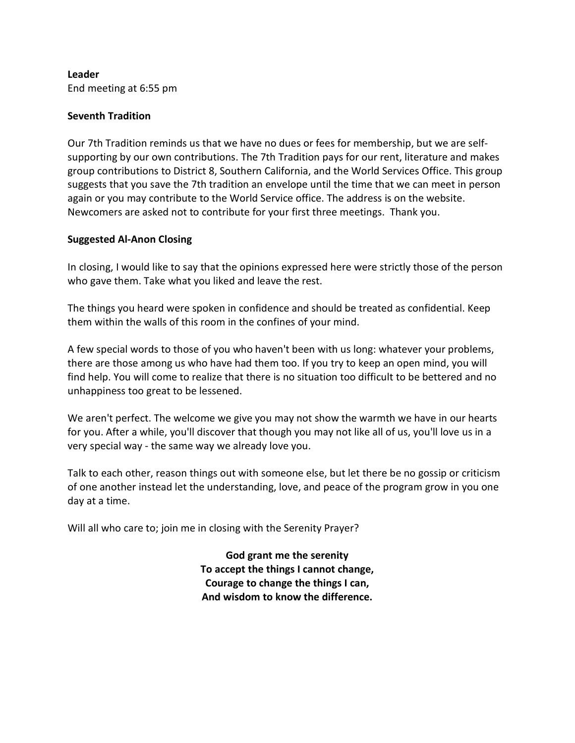**Leader**
End meeting at 6:55 pm

**Seventh Tradition**

Our 7th Tradition reminds us that we have no dues or fees for membership, but we are self-supporting by our own contributions. The 7th Tradition pays for our rent, literature and makes group contributions to District 8, Southern California, and the World Services Office. This group suggests that you save the 7th tradition an envelope until the time that we can meet in person again or you may contribute to the World Service office. The address is on the website. Newcomers are asked not to contribute for your first three meetings. Thank you.

**Suggested Al-Anon Closing**

In closing, I would like to say that the opinions expressed here were strictly those of the person who gave them. Take what you liked and leave the rest.

The things you heard were spoken in confidence and should be treated as confidential. Keep them within the walls of this room in the confines of your mind.

A few special words to those of you who haven't been with us long: whatever your problems, there are those among us who have had them too. If you try to keep an open mind, you will find help. You will come to realize that there is no situation too difficult to be bettered and no unhappiness too great to be lessened.

We aren't perfect. The welcome we give you may not show the warmth we have in our hearts for you. After a while, you'll discover that though you may not like all of us, you'll love us in a very special way - the same way we already love you.

Talk to each other, reason things out with someone else, but let there be no gossip or criticism of one another instead let the understanding, love, and peace of the program grow in you one day at a time.

Will all who care to; join me in closing with the Serenity Prayer?

**God grant me the serenity**
**To accept the things I cannot change,**
**Courage to change the things I can,**
**And wisdom to know the difference.**